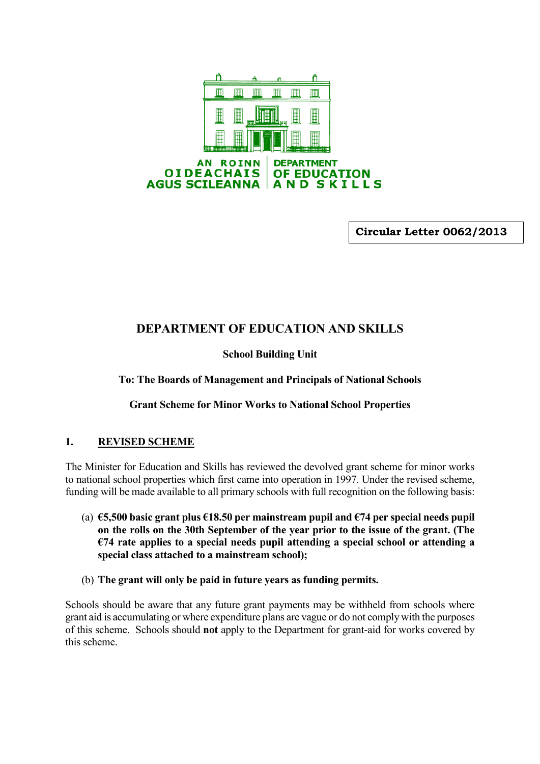AN ROINN OIDEACHAIS AGUS SCILEANNA | DEPARTMENT OF EDUCATION AND SKILLS

**Circular Letter 0062/2013**

# DEPARTMENT OF EDUCATION AND SKILLS

**School Building Unit**

**To: The Boards of Management and Principals of National Schools**

**Grant Scheme for Minor Works to National School Properties**

## 1. REVISED SCHEME

The Minister for Education and Skills has reviewed the devolved grant scheme for minor works to national school properties which first came into operation in 1997. Under the revised scheme, funding will be made available to all primary schools with full recognition on the following basis:

(a) **€5,500 basic grant plus €18.50 per mainstream pupil and €74 per special needs pupil on the rolls on the 30th September of the year prior to the issue of the grant. (The €74 rate applies to a special needs pupil attending a special school or attending a special class attached to a mainstream school);**

(b) **The grant will only be paid in future years as funding permits.**

Schools should be aware that any future grant payments may be withheld from schools where grant aid is accumulating or where expenditure plans are vague or do not comply with the purposes of this scheme. Schools should **not** apply to the Department for grant-aid for works covered by this scheme.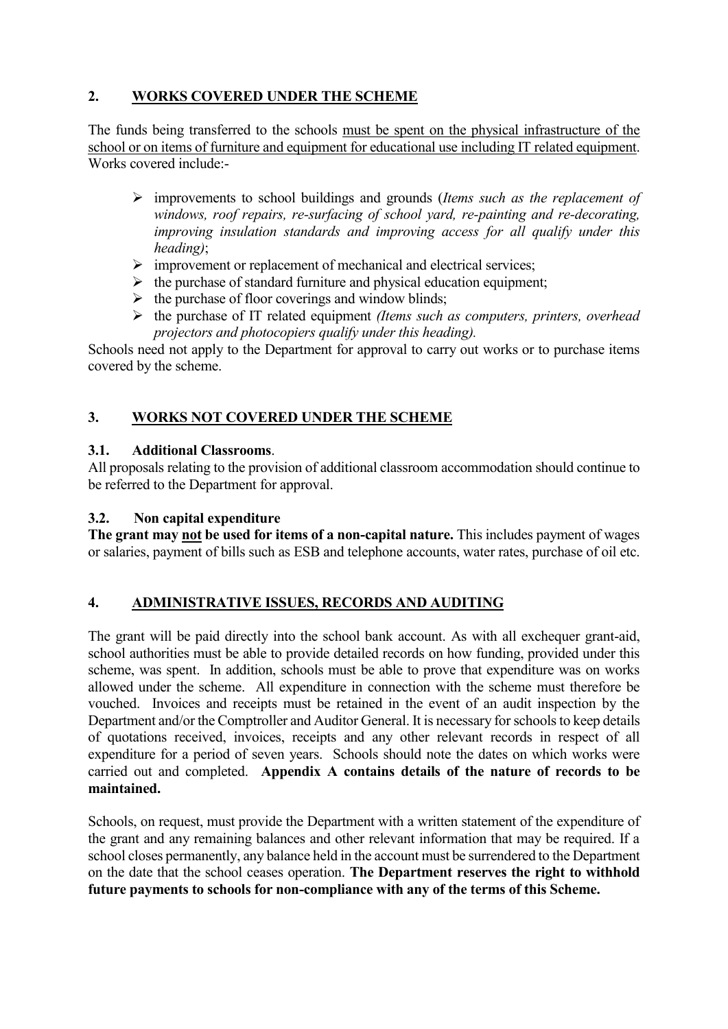## 2. WORKS COVERED UNDER THE SCHEME

The funds being transferred to the schools must be spent on the physical infrastructure of the school or on items of furniture and equipment for educational use including IT related equipment. Works covered include:-

- improvements to school buildings and grounds (*Items such as the replacement of windows, roof repairs, re-surfacing of school yard, re-painting and re-decorating, improving insulation standards and improving access for all qualify under this heading)*;
- improvement or replacement of mechanical and electrical services;
- the purchase of standard furniture and physical education equipment;
- the purchase of floor coverings and window blinds;
- the purchase of IT related equipment *(Items such as computers, printers, overhead projectors and photocopiers qualify under this heading).*

Schools need not apply to the Department for approval to carry out works or to purchase items covered by the scheme.

## 3. WORKS NOT COVERED UNDER THE SCHEME

### 3.1. Additional Classrooms.

All proposals relating to the provision of additional classroom accommodation should continue to be referred to the Department for approval.

### 3.2. Non capital expenditure

**The grant may not be used for items of a non-capital nature.** This includes payment of wages or salaries, payment of bills such as ESB and telephone accounts, water rates, purchase of oil etc.

## 4. ADMINISTRATIVE ISSUES, RECORDS AND AUDITING

The grant will be paid directly into the school bank account. As with all exchequer grant-aid, school authorities must be able to provide detailed records on how funding, provided under this scheme, was spent. In addition, schools must be able to prove that expenditure was on works allowed under the scheme. All expenditure in connection with the scheme must therefore be vouched. Invoices and receipts must be retained in the event of an audit inspection by the Department and/or the Comptroller and Auditor General. It is necessary for schools to keep details of quotations received, invoices, receipts and any other relevant records in respect of all expenditure for a period of seven years. Schools should note the dates on which works were carried out and completed. **Appendix A contains details of the nature of records to be maintained.**

Schools, on request, must provide the Department with a written statement of the expenditure of the grant and any remaining balances and other relevant information that may be required. If a school closes permanently, any balance held in the account must be surrendered to the Department on the date that the school ceases operation. **The Department reserves the right to withhold future payments to schools for non-compliance with any of the terms of this Scheme.**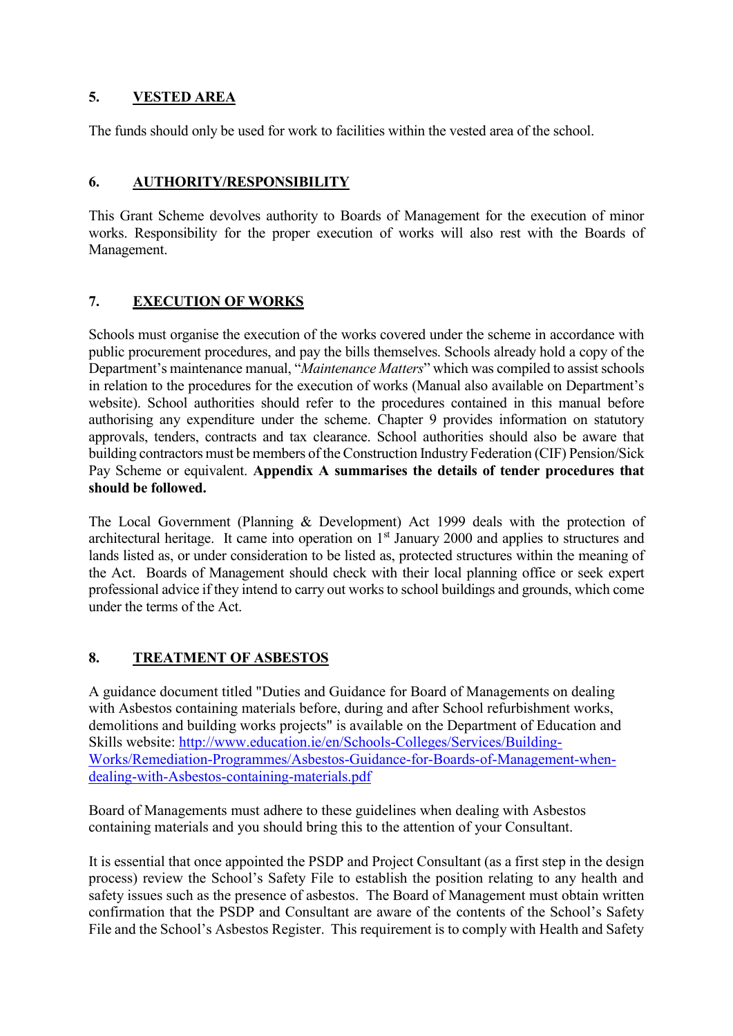## 5. VESTED AREA

The funds should only be used for work to facilities within the vested area of the school.

## 6. AUTHORITY/RESPONSIBILITY

This Grant Scheme devolves authority to Boards of Management for the execution of minor works. Responsibility for the proper execution of works will also rest with the Boards of Management.

## 7. EXECUTION OF WORKS

Schools must organise the execution of the works covered under the scheme in accordance with public procurement procedures, and pay the bills themselves. Schools already hold a copy of the Department's maintenance manual, "*Maintenance Matters*" which was compiled to assist schools in relation to the procedures for the execution of works (Manual also available on Department's website). School authorities should refer to the procedures contained in this manual before authorising any expenditure under the scheme. Chapter 9 provides information on statutory approvals, tenders, contracts and tax clearance. School authorities should also be aware that building contractors must be members of the Construction Industry Federation (CIF) Pension/Sick Pay Scheme or equivalent. **Appendix A summarises the details of tender procedures that should be followed.**

The Local Government (Planning & Development) Act 1999 deals with the protection of architectural heritage. It came into operation on 1st January 2000 and applies to structures and lands listed as, or under consideration to be listed as, protected structures within the meaning of the Act. Boards of Management should check with their local planning office or seek expert professional advice if they intend to carry out works to school buildings and grounds, which come under the terms of the Act.

## 8. TREATMENT OF ASBESTOS

A guidance document titled "Duties and Guidance for Board of Managements on dealing with Asbestos containing materials before, during and after School refurbishment works, demolitions and building works projects" is available on the Department of Education and Skills website: [http://www.education.ie/en/Schools-Colleges/Services/Building-Works/Remediation-Programmes/Asbestos-Guidance-for-Boards-of-Management-when-dealing-with-Asbestos-containing-materials.pdf](http://www.education.ie/en/Schools-Colleges/Services/Building-Works/Remediation-Programmes/Asbestos-Guidance-for-Boards-of-Management-when-dealing-with-Asbestos-containing-materials.pdf)

Board of Managements must adhere to these guidelines when dealing with Asbestos containing materials and you should bring this to the attention of your Consultant.

It is essential that once appointed the PSDP and Project Consultant (as a first step in the design process) review the School's Safety File to establish the position relating to any health and safety issues such as the presence of asbestos. The Board of Management must obtain written confirmation that the PSDP and Consultant are aware of the contents of the School's Safety File and the School's Asbestos Register. This requirement is to comply with Health and Safety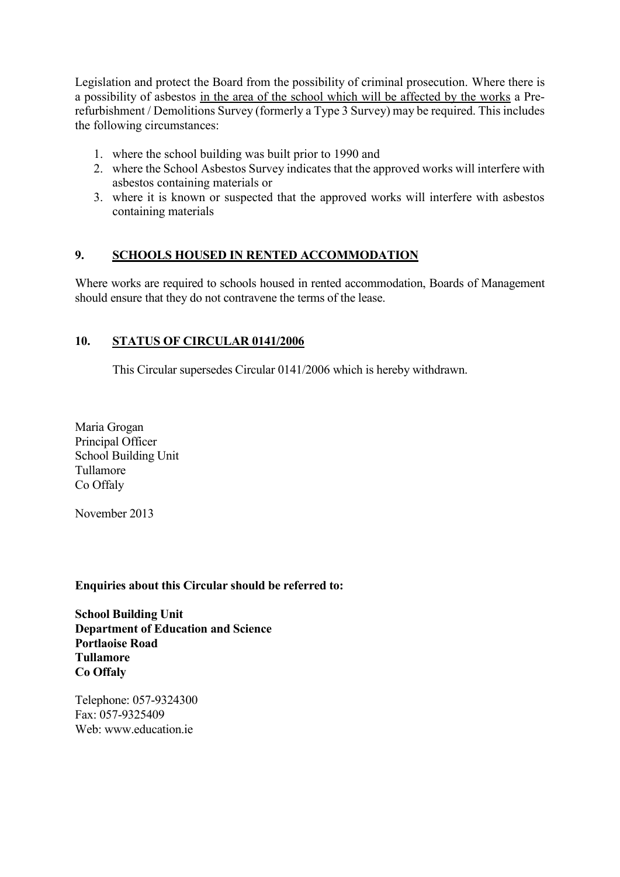Legislation and protect the Board from the possibility of criminal prosecution. Where there is a possibility of asbestos <u>in the area of the school which will be affected by the works</u> a Pre-refurbishment / Demolitions Survey (formerly a Type 3 Survey) may be required. This includes the following circumstances:

1. where the school building was built prior to 1990 and
2. where the School Asbestos Survey indicates that the approved works will interfere with asbestos containing materials or
3. where it is known or suspected that the approved works will interfere with asbestos containing materials

## 9. <u>SCHOOLS HOUSED IN RENTED ACCOMMODATION</u>

Where works are required to schools housed in rented accommodation, Boards of Management should ensure that they do not contravene the terms of the lease.

## 10. <u>STATUS OF CIRCULAR 0141/2006</u>

This Circular supersedes Circular 0141/2006 which is hereby withdrawn.

Maria Grogan
Principal Officer
School Building Unit
Tullamore
Co Offaly

November 2013

**Enquiries about this Circular should be referred to:**

**School Building Unit**
**Department of Education and Science**
**Portlaoise Road**
**Tullamore**
**Co Offaly**

Telephone: 057-9324300
Fax: 057-9325409
Web: www.education.ie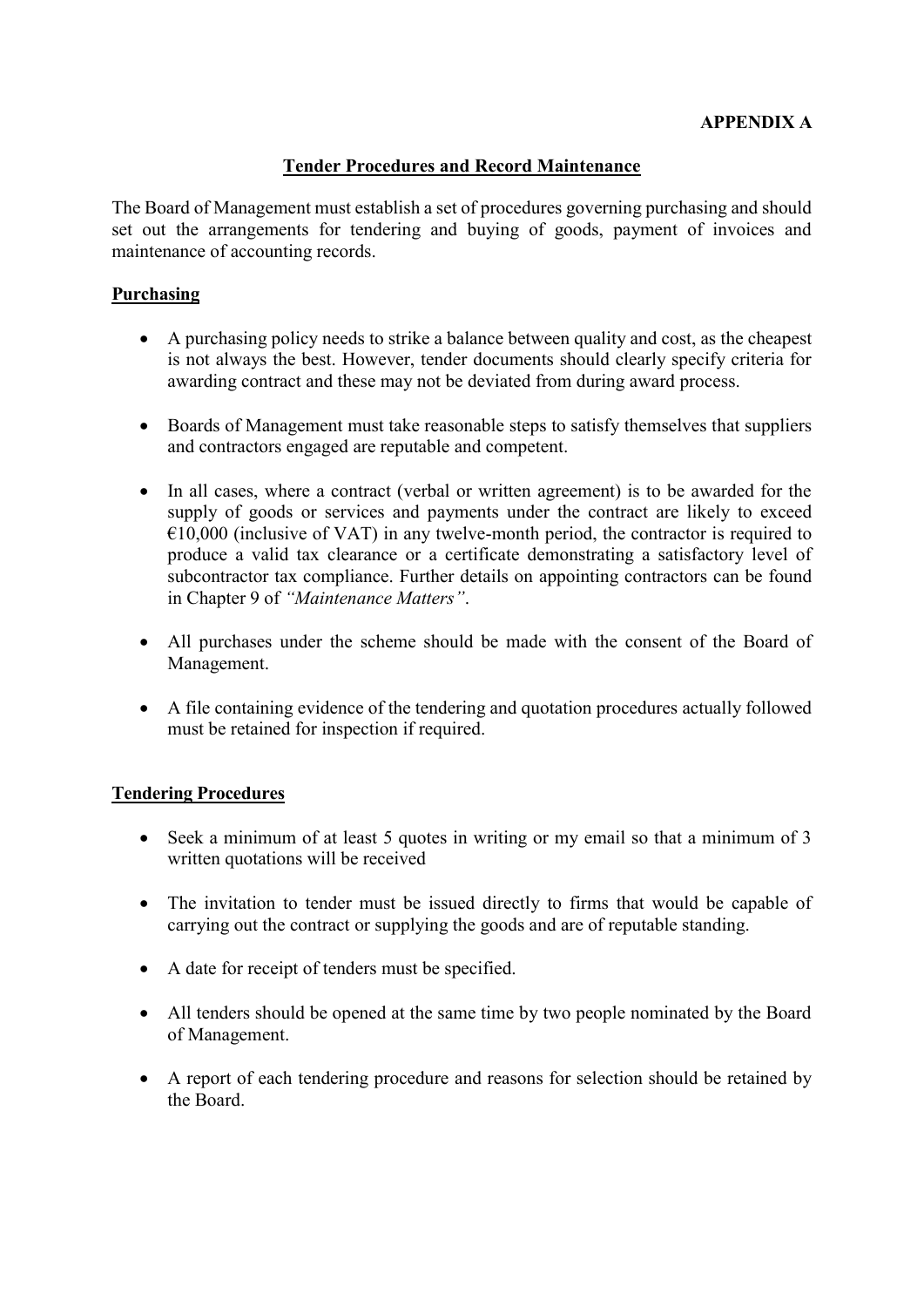**APPENDIX A**

## Tender Procedures and Record Maintenance

The Board of Management must establish a set of procedures governing purchasing and should set out the arrangements for tendering and buying of goods, payment of invoices and maintenance of accounting records.

### Purchasing

- A purchasing policy needs to strike a balance between quality and cost, as the cheapest is not always the best. However, tender documents should clearly specify criteria for awarding contract and these may not be deviated from during award process.
- Boards of Management must take reasonable steps to satisfy themselves that suppliers and contractors engaged are reputable and competent.
- In all cases, where a contract (verbal or written agreement) is to be awarded for the supply of goods or services and payments under the contract are likely to exceed €10,000 (inclusive of VAT) in any twelve-month period, the contractor is required to produce a valid tax clearance or a certificate demonstrating a satisfactory level of subcontractor tax compliance. Further details on appointing contractors can be found in Chapter 9 of *"Maintenance Matters"*.
- All purchases under the scheme should be made with the consent of the Board of Management.
- A file containing evidence of the tendering and quotation procedures actually followed must be retained for inspection if required.

### Tendering Procedures

- Seek a minimum of at least 5 quotes in writing or my email so that a minimum of 3 written quotations will be received
- The invitation to tender must be issued directly to firms that would be capable of carrying out the contract or supplying the goods and are of reputable standing.
- A date for receipt of tenders must be specified.
- All tenders should be opened at the same time by two people nominated by the Board of Management.
- A report of each tendering procedure and reasons for selection should be retained by the Board.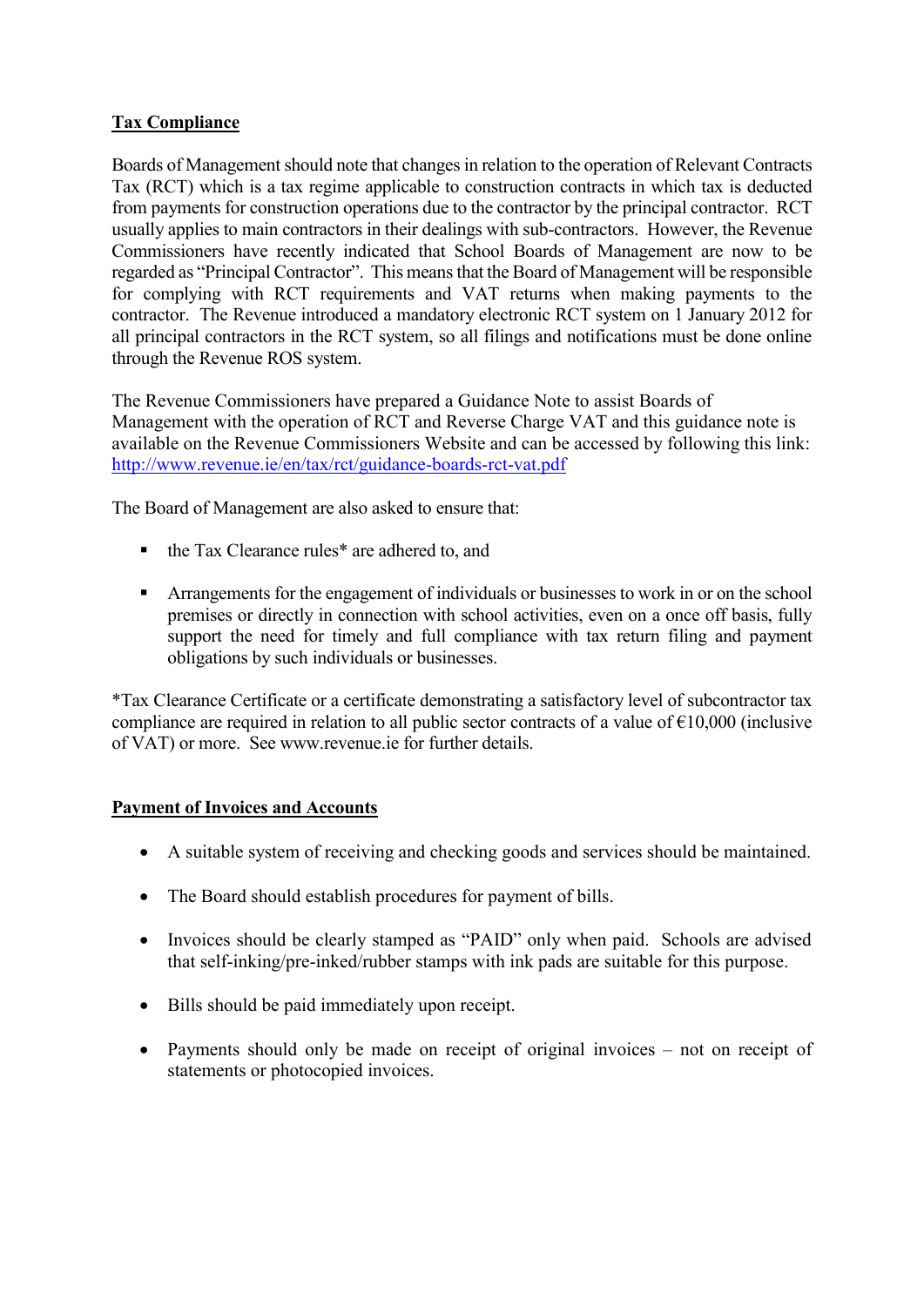**Tax Compliance**

Boards of Management should note that changes in relation to the operation of Relevant Contracts Tax (RCT) which is a tax regime applicable to construction contracts in which tax is deducted from payments for construction operations due to the contractor by the principal contractor. RCT usually applies to main contractors in their dealings with sub-contractors. However, the Revenue Commissioners have recently indicated that School Boards of Management are now to be regarded as "Principal Contractor". This means that the Board of Management will be responsible for complying with RCT requirements and VAT returns when making payments to the contractor. The Revenue introduced a mandatory electronic RCT system on 1 January 2012 for all principal contractors in the RCT system, so all filings and notifications must be done online through the Revenue ROS system.

The Revenue Commissioners have prepared a Guidance Note to assist Boards of Management with the operation of RCT and Reverse Charge VAT and this guidance note is available on the Revenue Commissioners Website and can be accessed by following this link: [http://www.revenue.ie/en/tax/rct/guidance-boards-rct-vat.pdf](http://www.revenue.ie/en/tax/rct/guidance-boards-rct-vat.pdf)

The Board of Management are also asked to ensure that:

- the Tax Clearance rules* are adhered to, and
- Arrangements for the engagement of individuals or businesses to work in or on the school premises or directly in connection with school activities, even on a once off basis, fully support the need for timely and full compliance with tax return filing and payment obligations by such individuals or businesses.

*Tax Clearance Certificate or a certificate demonstrating a satisfactory level of subcontractor tax compliance are required in relation to all public sector contracts of a value of €10,000 (inclusive of VAT) or more. See www.revenue.ie for further details.

**Payment of Invoices and Accounts**

- A suitable system of receiving and checking goods and services should be maintained.
- The Board should establish procedures for payment of bills.
- Invoices should be clearly stamped as "PAID" only when paid. Schools are advised that self-inking/pre-inked/rubber stamps with ink pads are suitable for this purpose.
- Bills should be paid immediately upon receipt.
- Payments should only be made on receipt of original invoices – not on receipt of statements or photocopied invoices.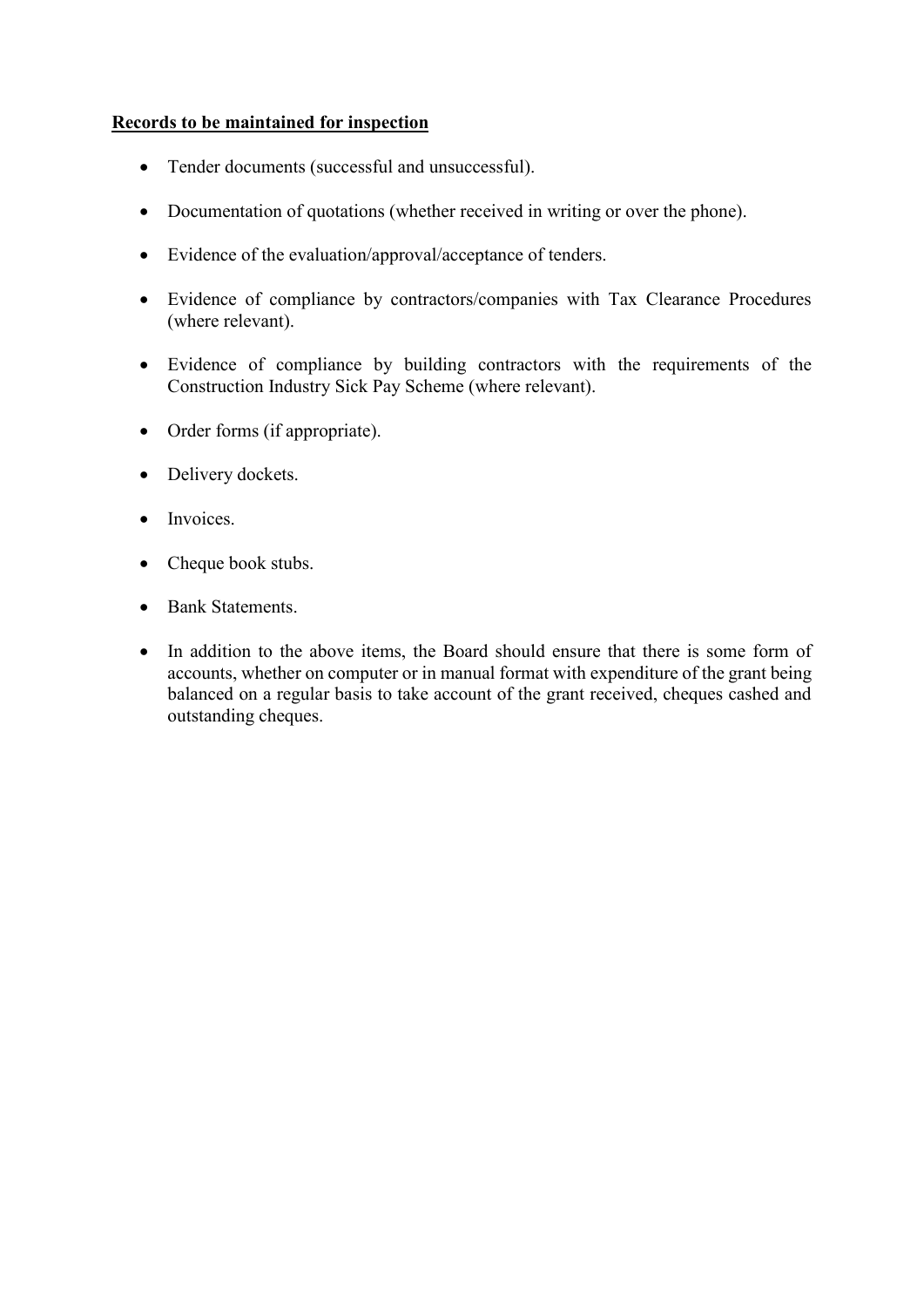**Records to be maintained for inspection**

- Tender documents (successful and unsuccessful).
- Documentation of quotations (whether received in writing or over the phone).
- Evidence of the evaluation/approval/acceptance of tenders.
- Evidence of compliance by contractors/companies with Tax Clearance Procedures (where relevant).
- Evidence of compliance by building contractors with the requirements of the Construction Industry Sick Pay Scheme (where relevant).
- Order forms (if appropriate).
- Delivery dockets.
- Invoices.
- Cheque book stubs.
- Bank Statements.
- In addition to the above items, the Board should ensure that there is some form of accounts, whether on computer or in manual format with expenditure of the grant being balanced on a regular basis to take account of the grant received, cheques cashed and outstanding cheques.